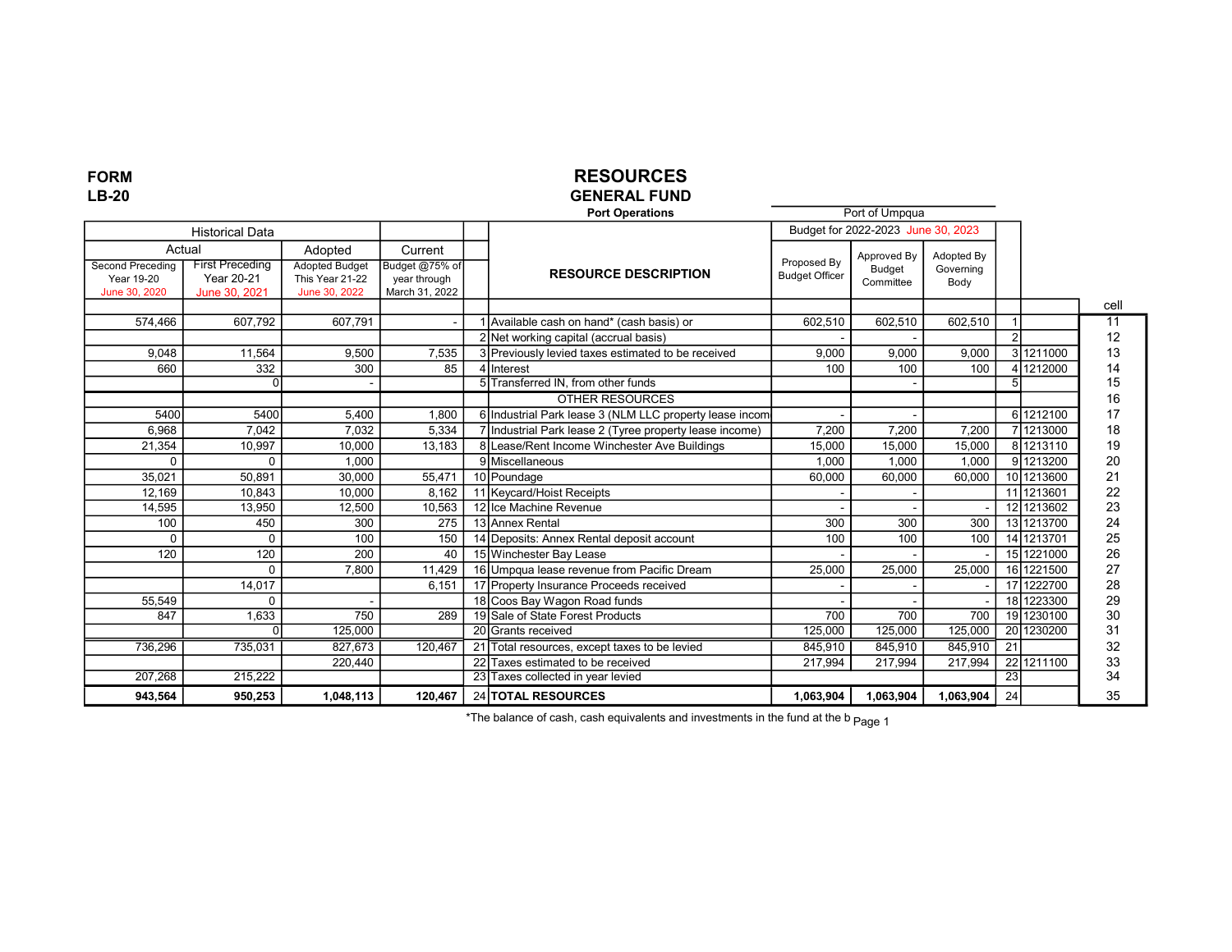**FORM LB-20**

# RESOURCES

## GENERAL FUND

**Port Operations**

Port of Umpqua

| Historical Data | | | | | | Budget for 2022-2023 June 30, 2023 | | | | | |
|---|---|---|---|---|---|---|---|---|---|---|---|
| Actual | | Adopted | Current | | | | | | | | |
| Second Preceding Year 19-20 June 30, 2020 | First Preceding Year 20-21 June 30, 2021 | Adopted Budget This Year 21-22 June 30, 2022 | Budget @75% of year through March 31, 2022 | | RESOURCE DESCRIPTION | Proposed By Budget Officer | Approved By Budget Committee | Adopted By Governing Body | | | cell |
| 574,466 | 607,792 | 607,791 | - | 1 | Available cash on hand* (cash basis) or | 602,510 | 602,510 | 602,510 | 1 | | 11 |
| | | | | 2 | Net working capital (accrual basis) | - | - | | 2 | | 12 |
| 9,048 | 11,564 | 9,500 | 7,535 | 3 | Previously levied taxes estimated to be received | 9,000 | 9,000 | 9,000 | 3 | 1211000 | 13 |
| 660 | 332 | 300 | 85 | 4 | Interest | 100 | 100 | 100 | 4 | 1212000 | 14 |
| | 0 | - | | 5 | Transferred IN, from other funds | | - | | 5 | | 15 |
| | | | | | OTHER RESOURCES | | | | | | 16 |
| 5400 | 5400 | 5,400 | 1,800 | 6 | Industrial Park lease 3 (NLM LLC property lease incom | - | - | | 6 | 1212100 | 17 |
| 6,968 | 7,042 | 7,032 | 5,334 | 7 | Industrial Park lease 2 (Tyree property lease income) | 7,200 | 7,200 | 7,200 | 7 | 1213000 | 18 |
| 21,354 | 10,997 | 10,000 | 13,183 | 8 | Lease/Rent Income Winchester Ave Buildings | 15,000 | 15,000 | 15,000 | 8 | 1213110 | 19 |
| 0 | 0 | 1,000 | | 9 | Miscellaneous | 1,000 | 1,000 | 1,000 | 9 | 1213200 | 20 |
| 35,021 | 50,891 | 30,000 | 55,471 | 10 | Poundage | 60,000 | 60,000 | 60,000 | 10 | 1213600 | 21 |
| 12,169 | 10,843 | 10,000 | 8,162 | 11 | Keycard/Hoist Receipts | - | - | | 11 | 1213601 | 22 |
| 14,595 | 13,950 | 12,500 | 10,563 | 12 | Ice Machine Revenue | - | - | - | 12 | 1213602 | 23 |
| 100 | 450 | 300 | 275 | 13 | Annex Rental | 300 | 300 | 300 | 13 | 1213700 | 24 |
| 0 | 0 | 100 | 150 | 14 | Deposits: Annex Rental deposit account | 100 | 100 | 100 | 14 | 1213701 | 25 |
| 120 | 120 | 200 | 40 | 15 | Winchester Bay Lease | - | - | - | 15 | 1221000 | 26 |
| | 0 | 7,800 | 11,429 | 16 | Umpqua lease revenue from Pacific Dream | 25,000 | 25,000 | 25,000 | 16 | 1221500 | 27 |
| | 14,017 | | 6,151 | 17 | Property Insurance Proceeds received | - | - | - | 17 | 1222700 | 28 |
| 55,549 | 0 | - | | 18 | Coos Bay Wagon Road funds | - | - | - | 18 | 1223300 | 29 |
| 847 | 1,633 | 750 | 289 | 19 | Sale of State Forest Products | 700 | 700 | 700 | 19 | 1230100 | 30 |
| | 0 | 125,000 | | 20 | Grants received | 125,000 | 125,000 | 125,000 | 20 | 1230200 | 31 |
| 736,296 | 735,031 | 827,673 | 120,467 | 21 | Total resources, except taxes to be levied | 845,910 | 845,910 | 845,910 | 21 | | 32 |
| | | 220,440 | | 22 | Taxes estimated to be received | 217,994 | 217,994 | 217,994 | 22 | 1211100 | 33 |
| 207,268 | 215,222 | | | 23 | Taxes collected in year levied | | | | 23 | | 34 |
| **943,564** | **950,253** | **1,048,113** | **120,467** | 24 | **TOTAL RESOURCES** | **1,063,904** | **1,063,904** | **1,063,904** | 24 | | 35 |

*The balance of cash, cash equivalents and investments in the fund at the b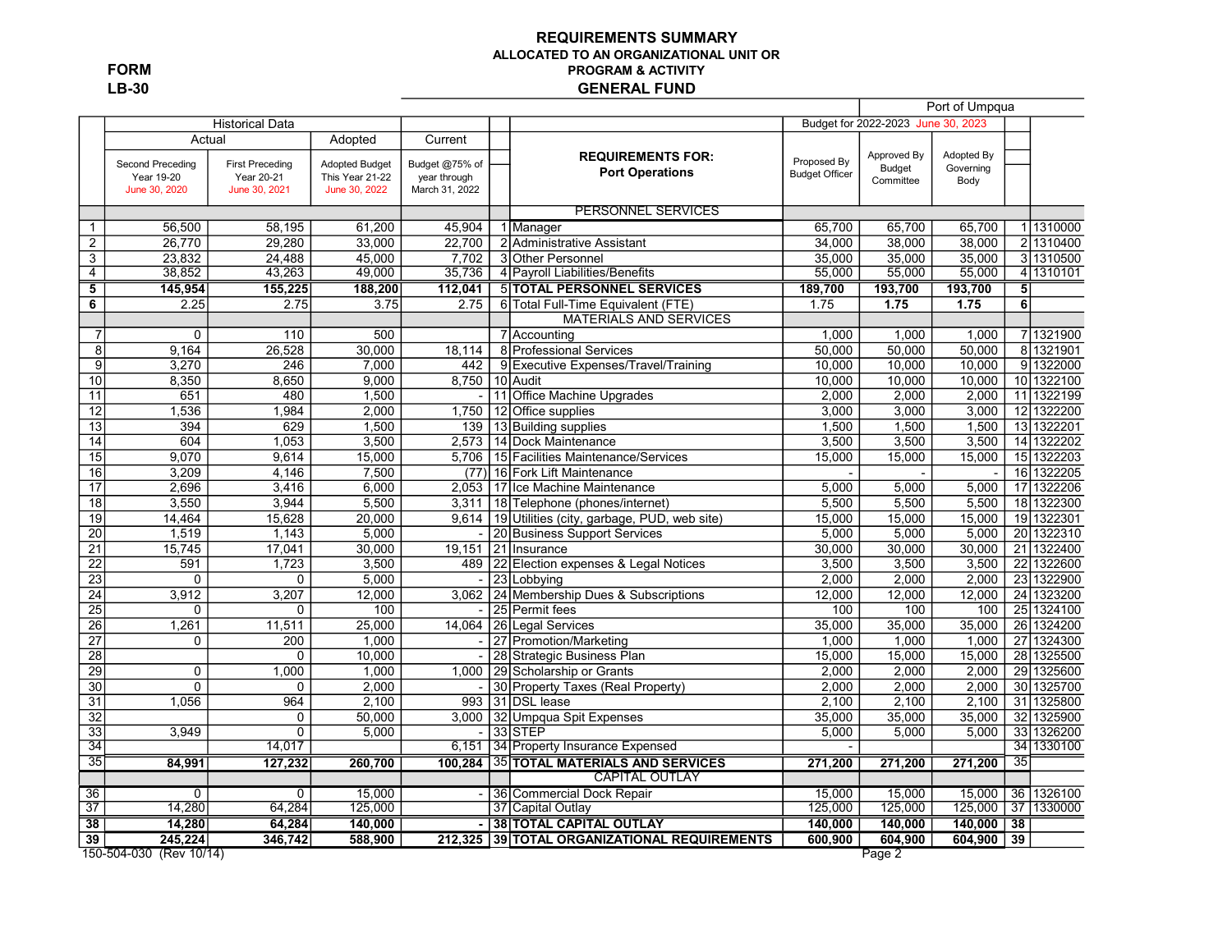FORM
LB-30

# REQUIREMENTS SUMMARY
## ALLOCATED TO AN ORGANIZATIONAL UNIT OR PROGRAM & ACTIVITY
## GENERAL FUND

Port of Umpqua

| | Historical Data | | | | | | Budget for 2022-2023 June 30, 2023 | | | | |
|---|---|---|---|---|---|---|---|---|---|---|---|
| | Actual | | Adopted | Current | | **REQUIREMENTS FOR: Port Operations** | | | | | |
| | Second Preceding Year 19-20 June 30, 2020 | First Preceding Year 20-21 June 30, 2021 | Adopted Budget This Year 21-22 June 30, 2022 | Budget @75% of year through March 31, 2022 | | | Proposed By Budget Officer | Approved By Budget Committee | Adopted By Governing Body | | |
| | | | | | | PERSONNEL SERVICES | | | | | |
| 1 | 56,500 | 58,195 | 61,200 | 45,904 | 1 | Manager | 65,700 | 65,700 | 65,700 | 1 | 1310000 |
| 2 | 26,770 | 29,280 | 33,000 | 22,700 | 2 | Administrative Assistant | 34,000 | 38,000 | 38,000 | 2 | 1310400 |
| 3 | 23,832 | 24,488 | 45,000 | 7,702 | 3 | Other Personnel | 35,000 | 35,000 | 35,000 | 3 | 1310500 |
| 4 | 38,852 | 43,263 | 49,000 | 35,736 | 4 | Payroll Liabilities/Benefits | 55,000 | 55,000 | 55,000 | 4 | 1310101 |
| **5** | **145,954** | **155,225** | **188,200** | **112,041** | 5 | **TOTAL PERSONNEL SERVICES** | **189,700** | **193,700** | **193,700** | **5** | |
| **6** | 2.25 | 2.75 | 3.75 | 2.75 | 6 | Total Full-Time Equivalent (FTE) | 1.75 | **1.75** | **1.75** | **6** | |
| | | | | | | MATERIALS AND SERVICES | | | | | |
| 7 | 0 | 110 | 500 | | 7 | Accounting | 1,000 | 1,000 | 1,000 | 7 | 1321900 |
| 8 | 9,164 | 26,528 | 30,000 | 18,114 | 8 | Professional Services | 50,000 | 50,000 | 50,000 | 8 | 1321901 |
| 9 | 3,270 | 246 | 7,000 | 442 | 9 | Executive Expenses/Travel/Training | 10,000 | 10,000 | 10,000 | 9 | 1322000 |
| 10 | 8,350 | 8,650 | 9,000 | 8,750 | 10 | Audit | 10,000 | 10,000 | 10,000 | 10 | 1322100 |
| 11 | 651 | 480 | 1,500 | - | 11 | Office Machine Upgrades | 2,000 | 2,000 | 2,000 | 11 | 1322199 |
| 12 | 1,536 | 1,984 | 2,000 | 1,750 | 12 | Office supplies | 3,000 | 3,000 | 3,000 | 12 | 1322200 |
| 13 | 394 | 629 | 1,500 | 139 | 13 | Building supplies | 1,500 | 1,500 | 1,500 | 13 | 1322201 |
| 14 | 604 | 1,053 | 3,500 | 2,573 | 14 | Dock Maintenance | 3,500 | 3,500 | 3,500 | 14 | 1322202 |
| 15 | 9,070 | 9,614 | 15,000 | 5,706 | 15 | Facilities Maintenance/Services | 15,000 | 15,000 | 15,000 | 15 | 1322203 |
| 16 | 3,209 | 4,146 | 7,500 | (77) | 16 | Fork Lift Maintenance | - | - | - | 16 | 1322205 |
| 17 | 2,696 | 3,416 | 6,000 | 2,053 | 17 | Ice Machine Maintenance | 5,000 | 5,000 | 5,000 | 17 | 1322206 |
| 18 | 3,550 | 3,944 | 5,500 | 3,311 | 18 | Telephone (phones/internet) | 5,500 | 5,500 | 5,500 | 18 | 1322300 |
| 19 | 14,464 | 15,628 | 20,000 | 9,614 | 19 | Utilities (city, garbage, PUD, web site) | 15,000 | 15,000 | 15,000 | 19 | 1322301 |
| 20 | 1,519 | 1,143 | 5,000 | - | 20 | Business Support Services | 5,000 | 5,000 | 5,000 | 20 | 1322310 |
| 21 | 15,745 | 17,041 | 30,000 | 19,151 | 21 | Insurance | 30,000 | 30,000 | 30,000 | 21 | 1322400 |
| 22 | 591 | 1,723 | 3,500 | 489 | 22 | Election expenses & Legal Notices | 3,500 | 3,500 | 3,500 | 22 | 1322600 |
| 23 | 0 | 0 | 5,000 | - | 23 | Lobbying | 2,000 | 2,000 | 2,000 | 23 | 1322900 |
| 24 | 3,912 | 3,207 | 12,000 | 3,062 | 24 | Membership Dues & Subscriptions | 12,000 | 12,000 | 12,000 | 24 | 1323200 |
| 25 | 0 | 0 | 100 | - | 25 | Permit fees | 100 | 100 | 100 | 25 | 1324100 |
| 26 | 1,261 | 11,511 | 25,000 | 14,064 | 26 | Legal Services | 35,000 | 35,000 | 35,000 | 26 | 1324200 |
| 27 | 0 | 200 | 1,000 | - | 27 | Promotion/Marketing | 1,000 | 1,000 | 1,000 | 27 | 1324300 |
| 28 | | 0 | 10,000 | - | 28 | Strategic Business Plan | 15,000 | 15,000 | 15,000 | 28 | 1325500 |
| 29 | 0 | 1,000 | 1,000 | 1,000 | 29 | Scholarship or Grants | 2,000 | 2,000 | 2,000 | 29 | 1325600 |
| 30 | 0 | 0 | 2,000 | - | 30 | Property Taxes (Real Property) | 2,000 | 2,000 | 2,000 | 30 | 1325700 |
| 31 | 1,056 | 964 | 2,100 | 993 | 31 | DSL lease | 2,100 | 2,100 | 2,100 | 31 | 1325800 |
| 32 | | 0 | 50,000 | 3,000 | 32 | Umpqua Spit Expenses | 35,000 | 35,000 | 35,000 | 32 | 1325900 |
| 33 | 3,949 | 0 | 5,000 | - | 33 | STEP | 5,000 | 5,000 | 5,000 | 33 | 1326200 |
| 34 | | 14,017 | | 6,151 | 34 | Property Insurance Expensed | - | | | 34 | 1330100 |
| 35 | **84,991** | **127,232** | **260,700** | **100,284** | 35 | **TOTAL MATERIALS AND SERVICES** | **271,200** | **271,200** | **271,200** | 35 | |
| | | | | | | CAPITAL OUTLAY | | | | | |
| 36 | 0 | 0 | 15,000 | - | 36 | Commercial Dock Repair | 15,000 | 15,000 | 15,000 | 36 | 1326100 |
| 37 | 14,280 | 64,284 | 125,000 | | 37 | Capital Outlay | 125,000 | 125,000 | 125,000 | 37 | 1330000 |
| **38** | **14,280** | **64,284** | **140,000** | **-** | 38 | **TOTAL CAPITAL OUTLAY** | **140,000** | **140,000** | **140,000** | **38** | |
| **39** | **245,224** | **346,742** | **588,900** | **212,325** | 39 | **TOTAL ORGANIZATIONAL REQUIREMENTS** | **600,900** | **604,900** | **604,900** | **39** | |

150-504-030 (Rev 10/14)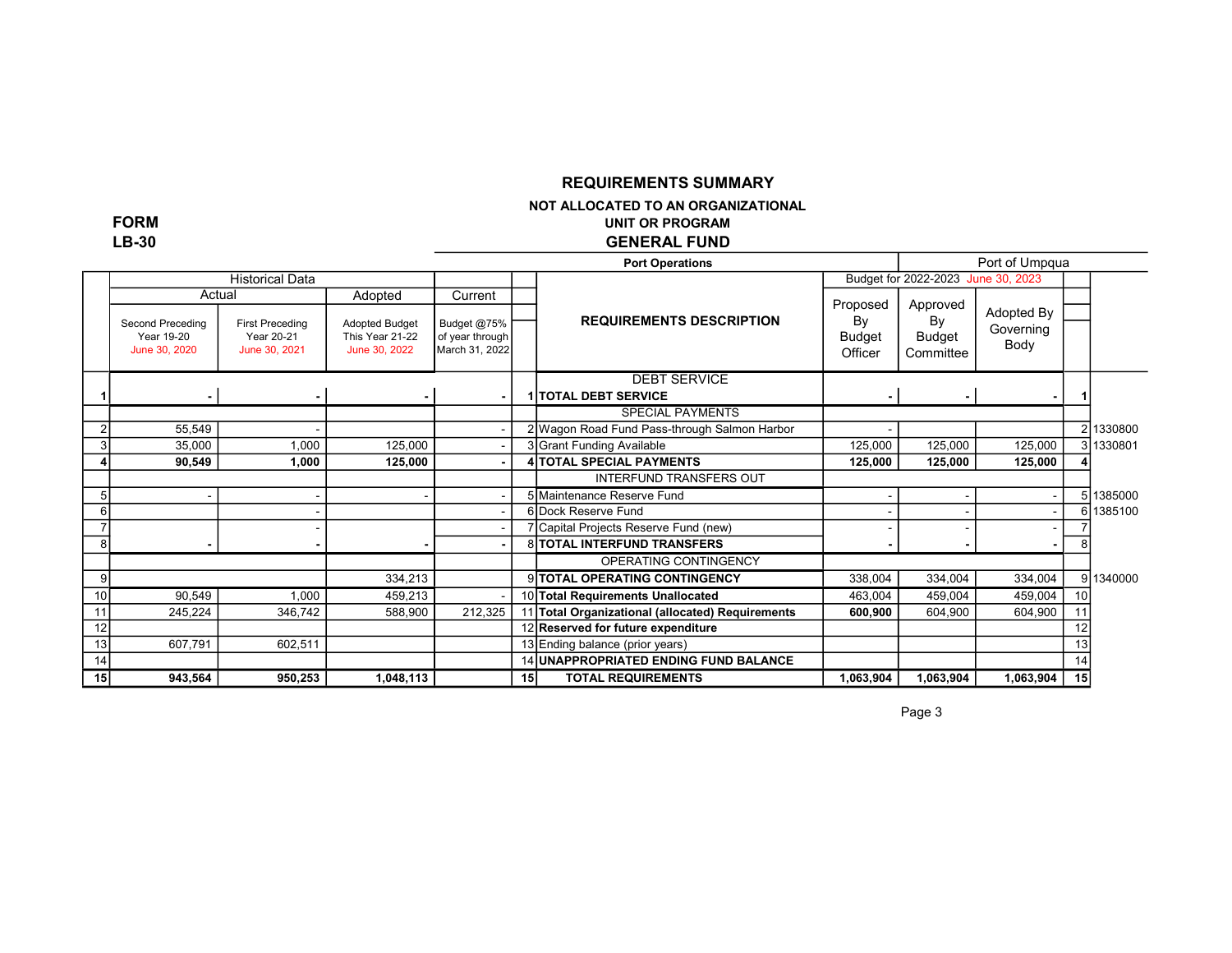# REQUIREMENTS SUMMARY

## NOT ALLOCATED TO AN ORGANIZATIONAL UNIT OR PROGRAM

## GENERAL FUND

**FORM LB-30**

**Port Operations** — Port of Umpqua

| | Historical Data | | | | | | Budget for 2022-2023 June 30, 2023 | | | | |
|---|---|---|---|---|---|---|---|---|---|---|---|
| | Actual | | Adopted | Current | | | | | | | |
| | Second Preceding Year 19-20 June 30, 2020 | First Preceding Year 20-21 June 30, 2021 | Adopted Budget This Year 21-22 June 30, 2022 | Budget @75% of year through March 31, 2022 | | REQUIREMENTS DESCRIPTION | Proposed By Budget Officer | Approved By Budget Committee | Adopted By Governing Body | | |
| | | | | | | DEBT SERVICE | | | | | |
| **1** | **-** | **-** | **-** | **-** | **1** | **TOTAL DEBT SERVICE** | **-** | **-** | **-** | **1** | |
| | | | | | | SPECIAL PAYMENTS | | | | | |
| 2 | 55,549 | - | | - | 2 | Wagon Road Fund Pass-through Salmon Harbor | - | | | 2 | 1330800 |
| 3 | 35,000 | 1,000 | 125,000 | - | 3 | Grant Funding Available | 125,000 | 125,000 | 125,000 | 3 | 1330801 |
| **4** | **90,549** | **1,000** | **125,000** | **-** | **4** | **TOTAL SPECIAL PAYMENTS** | **125,000** | **125,000** | **125,000** | **4** | |
| | | | | | | INTERFUND TRANSFERS OUT | | | | | |
| 5 | - | - | - | - | 5 | Maintenance Reserve Fund | - | - | - | 5 | 1385000 |
| 6 | | - | | - | 6 | Dock Reserve Fund | - | - | - | 6 | 1385100 |
| 7 | | - | | - | 7 | Capital Projects Reserve Fund (new) | - | - | - | 7 | |
| 8 | **-** | **-** | **-** | **-** | 8 | **TOTAL INTERFUND TRANSFERS** | **-** | **-** | **-** | 8 | |
| | | | | | | OPERATING CONTINGENCY | | | | | |
| 9 | | | 334,213 | | 9 | **TOTAL OPERATING CONTINGENCY** | 338,004 | 334,004 | 334,004 | 9 | 1340000 |
| 10 | 90,549 | 1,000 | 459,213 | - | 10 | **Total Requirements Unallocated** | 463,004 | 459,004 | 459,004 | 10 | |
| 11 | 245,224 | 346,742 | 588,900 | 212,325 | 11 | **Total Organizational (allocated) Requirements** | **600,900** | 604,900 | 604,900 | 11 | |
| 12 | | | | | 12 | **Reserved for future expenditure** | | | | 12 | |
| 13 | 607,791 | 602,511 | | | 13 | Ending balance (prior years) | | | | 13 | |
| 14 | | | | | 14 | **UNAPPROPRIATED ENDING FUND BALANCE** | | | | 14 | |
| **15** | **943,564** | **950,253** | **1,048,113** | | **15** | **TOTAL REQUIREMENTS** | **1,063,904** | **1,063,904** | **1,063,904** | **15** | |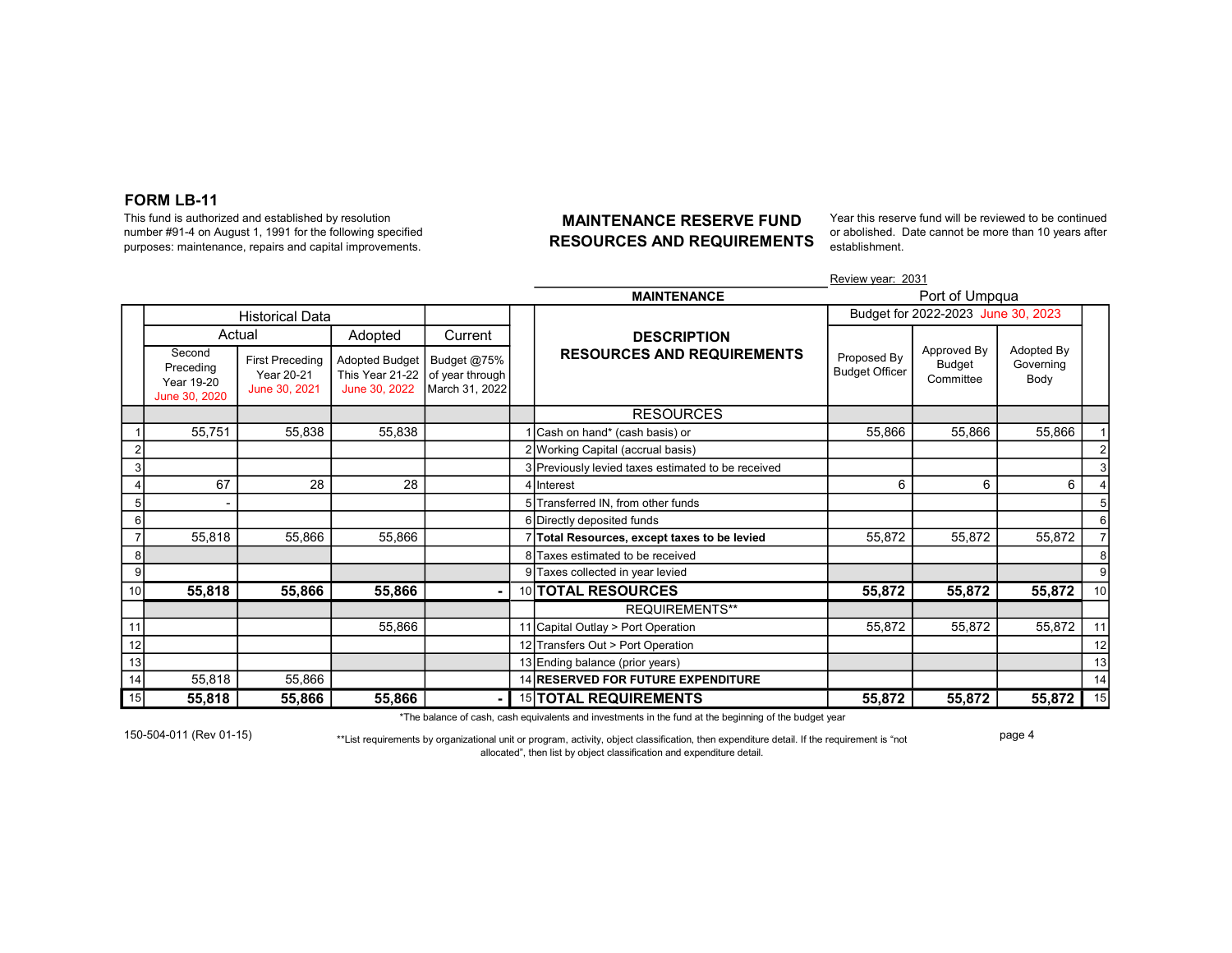## FORM LB-11

This fund is authorized and established by resolution number #91-4 on August 1, 1991 for the following specified purposes: maintenance, repairs and capital improvements.

## MAINTENANCE RESERVE FUND RESOURCES AND REQUIREMENTS

Year this reserve fund will be reviewed to be continued or abolished. Date cannot be more than 10 years after establishment.

Review year: 2031

**MAINTENANCE**

Port of Umpqua

| | Historical Data | | | | | | | Budget for 2022-2023 June 30, 2023 | | | |
|---|---|---|---|---|---|---|---|---|---|---|---|
| | Actual | | Adopted | Current | | | | | | | |
| | Second Preceding Year 19-20 June 30, 2020 | First Preceding Year 20-21 June 30, 2021 | Adopted Budget This Year 21-22 June 30, 2022 | Budget @75% of year through March 31, 2022 | | **DESCRIPTION RESOURCES AND REQUIREMENTS** | | Proposed By Budget Officer | Approved By Budget Committee | Adopted By Governing Body | |
| | | | | | | RESOURCES | | | | | |
| 1 | 55,751 | 55,838 | 55,838 | | 1 | Cash on hand* (cash basis) or | | 55,866 | 55,866 | 55,866 | 1 |
| 2 | | | | | 2 | Working Capital (accrual basis) | | | | | 2 |
| 3 | | | | | 3 | Previously levied taxes estimated to be received | | | | | 3 |
| 4 | 67 | 28 | 28 | | 4 | Interest | | 6 | 6 | 6 | 4 |
| 5 | - | | | | 5 | Transferred IN, from other funds | | | | | 5 |
| 6 | | | | | 6 | Directly deposited funds | | | | | 6 |
| 7 | 55,818 | 55,866 | 55,866 | | 7 | **Total Resources, except taxes to be levied** | | 55,872 | 55,872 | 55,872 | 7 |
| 8 | | | | | 8 | Taxes estimated to be received | | | | | 8 |
| 9 | | | | | 9 | Taxes collected in year levied | | | | | 9 |
| 10 | **55,818** | **55,866** | **55,866** | **-** | 10 | **TOTAL RESOURCES** | | **55,872** | **55,872** | **55,872** | 10 |
| | | | | | | REQUIREMENTS** | | | | | |
| 11 | | | 55,866 | | 11 | Capital Outlay > Port Operation | | 55,872 | 55,872 | 55,872 | 11 |
| 12 | | | | | 12 | Transfers Out > Port Operation | | | | | 12 |
| 13 | | | | | 13 | Ending balance (prior years) | | | | | 13 |
| 14 | 55,818 | 55,866 | | | 14 | **RESERVED FOR FUTURE EXPENDITURE** | | | | | 14 |
| 15 | **55,818** | **55,866** | **55,866** | **-** | 15 | **TOTAL REQUIREMENTS** | | **55,872** | **55,872** | **55,872** | 15 |

*The balance of cash, cash equivalents and investments in the fund at the beginning of the budget year

150-504-011 (Rev 01-15)

**List requirements by organizational unit or program, activity, object classification, then expenditure detail. If the requirement is "not allocated", then list by object classification and expenditure detail.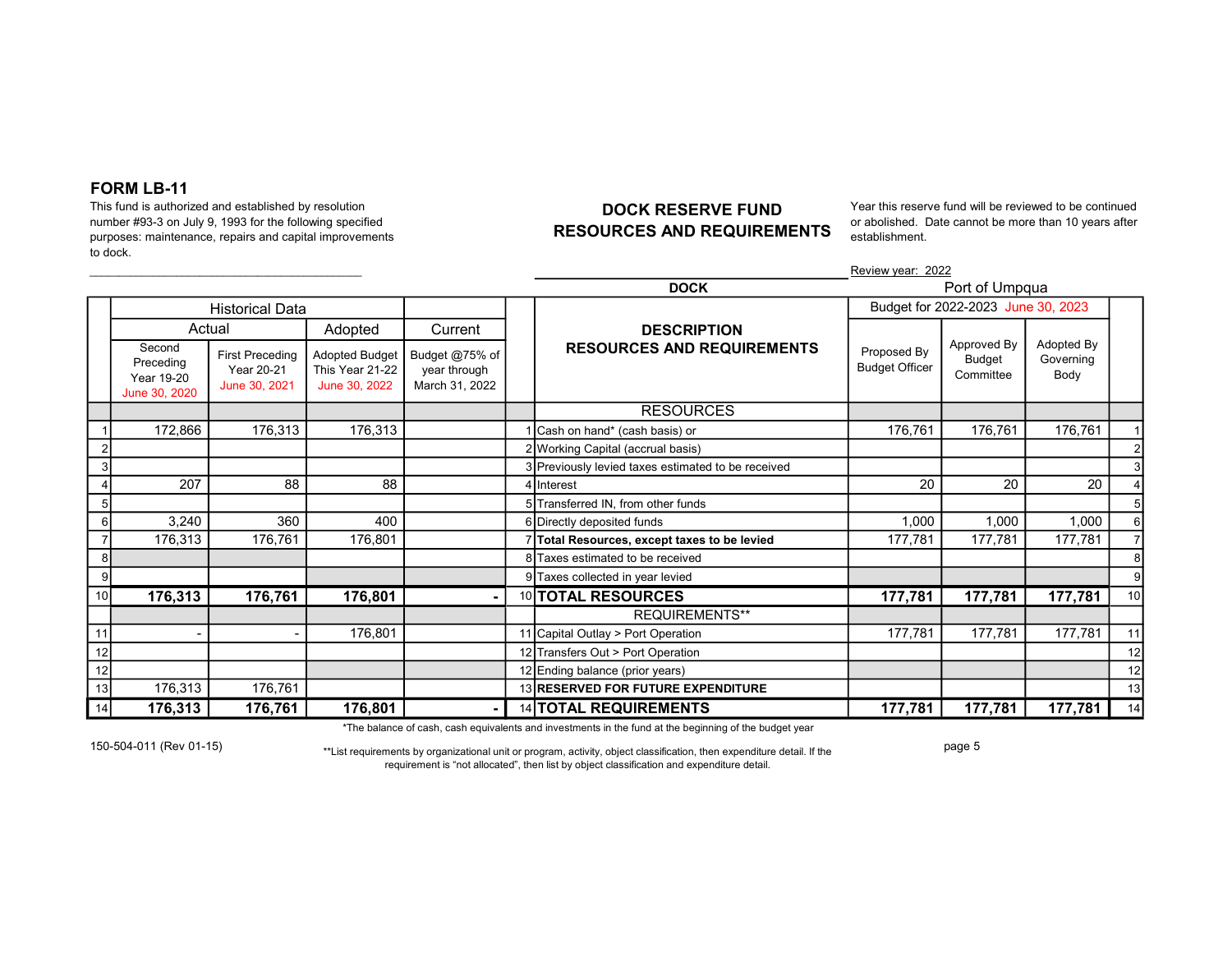## FORM LB-11

This fund is authorized and established by resolution number #93-3 on July 9, 1993 for the following specified purposes: maintenance, repairs and capital improvements to dock.

# DOCK RESERVE FUND
# RESOURCES AND REQUIREMENTS

Year this reserve fund will be reviewed to be continued or abolished. Date cannot be more than 10 years after establishment.

Review year: 2022

**DOCK**

Port of Umpqua

| | Historical Data | | | | | DESCRIPTION RESOURCES AND REQUIREMENTS | Budget for 2022-2023 June 30, 2023 | | | |
|---|---|---|---|---|---|---|---|---|---|---|
| | Actual | | Adopted | Current | | | | | | |
| | Second Preceding Year 19-20 June 30, 2020 | First Preceding Year 20-21 June 30, 2021 | Adopted Budget This Year 21-22 June 30, 2022 | Budget @75% of year through March 31, 2022 | | | Proposed By Budget Officer | Approved By Budget Committee | Adopted By Governing Body | |
| | | | | | | RESOURCES | | | | |
| 1 | 172,866 | 176,313 | 176,313 | | 1 | Cash on hand* (cash basis) or | 176,761 | 176,761 | 176,761 | 1 |
| 2 | | | | | 2 | Working Capital (accrual basis) | | | | 2 |
| 3 | | | | | 3 | Previously levied taxes estimated to be received | | | | 3 |
| 4 | 207 | 88 | 88 | | 4 | Interest | 20 | 20 | 20 | 4 |
| 5 | | | | | 5 | Transferred IN, from other funds | | | | 5 |
| 6 | 3,240 | 360 | 400 | | 6 | Directly deposited funds | 1,000 | 1,000 | 1,000 | 6 |
| 7 | 176,313 | 176,761 | 176,801 | | 7 | **Total Resources, except taxes to be levied** | 177,781 | 177,781 | 177,781 | 7 |
| 8 | | | | | 8 | Taxes estimated to be received | | | | 8 |
| 9 | | | | | 9 | Taxes collected in year levied | | | | 9 |
| 10 | **176,313** | **176,761** | **176,801** | **-** | 10 | **TOTAL RESOURCES** | **177,781** | **177,781** | **177,781** | 10 |
| | | | | | | REQUIREMENTS** | | | | |
| 11 | - | - | 176,801 | | 11 | Capital Outlay > Port Operation | 177,781 | 177,781 | 177,781 | 11 |
| 12 | | | | | 12 | Transfers Out > Port Operation | | | | 12 |
| 12 | | | | | 12 | Ending balance (prior years) | | | | 12 |
| 13 | 176,313 | 176,761 | | | 13 | **RESERVED FOR FUTURE EXPENDITURE** | | | | 13 |
| 14 | **176,313** | **176,761** | **176,801** | **-** | 14 | **TOTAL REQUIREMENTS** | **177,781** | **177,781** | **177,781** | 14 |

*The balance of cash, cash equivalents and investments in the fund at the beginning of the budget year

150-504-011 (Rev 01-15)

**List requirements by organizational unit or program, activity, object classification, then expenditure detail. If the requirement is "not allocated", then list by object classification and expenditure detail.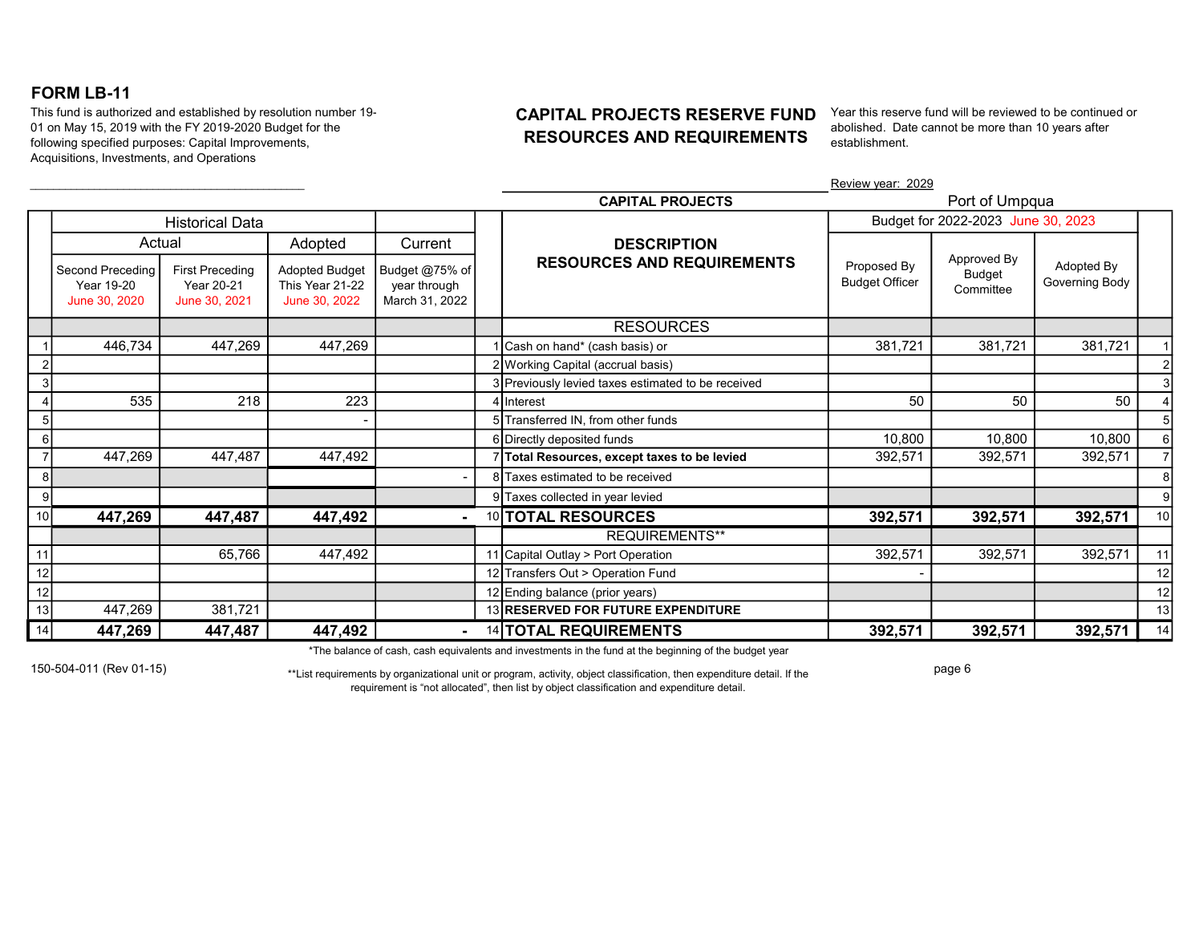## FORM LB-11

This fund is authorized and established by resolution number 19-01 on May 15, 2019 with the FY 2019-2020 Budget for the following specified purposes: Capital Improvements, Acquisitions, Investments, and Operations

# CAPITAL PROJECTS RESERVE FUND RESOURCES AND REQUIREMENTS

Year this reserve fund will be reviewed to be continued or abolished. Date cannot be more than 10 years after establishment.

Review year: 2029

**CAPITAL PROJECTS**

Port of Umpqua

| | Historical Data | | | | | DESCRIPTION RESOURCES AND REQUIREMENTS | Budget for 2022-2023 June 30, 2023 | | | |
|---|---|---|---|---|---|---|---|---|---|---|
| | Actual | | Adopted | Current | | | | | | |
| | Second Preceding Year 19-20 June 30, 2020 | First Preceding Year 20-21 June 30, 2021 | Adopted Budget This Year 21-22 June 30, 2022 | Budget @75% of year through March 31, 2022 | | | Proposed By Budget Officer | Approved By Budget Committee | Adopted By Governing Body | |
| | | | | | | RESOURCES | | | | |
| 1 | 446,734 | 447,269 | 447,269 | | 1 | Cash on hand* (cash basis) or | 381,721 | 381,721 | 381,721 | 1 |
| 2 | | | | | 2 | Working Capital (accrual basis) | | | | 2 |
| 3 | | | | | 3 | Previously levied taxes estimated to be received | | | | 3 |
| 4 | 535 | 218 | 223 | | 4 | Interest | 50 | 50 | 50 | 4 |
| 5 | | | - | | 5 | Transferred IN, from other funds | | | | 5 |
| 6 | | | | | 6 | Directly deposited funds | 10,800 | 10,800 | 10,800 | 6 |
| 7 | 447,269 | 447,487 | 447,492 | | 7 | **Total Resources, except taxes to be levied** | 392,571 | 392,571 | 392,571 | 7 |
| 8 | | | | - | 8 | Taxes estimated to be received | | | | 8 |
| 9 | | | | | 9 | Taxes collected in year levied | | | | 9 |
| 10 | **447,269** | **447,487** | **447,492** | **-** | 10 | **TOTAL RESOURCES** | **392,571** | **392,571** | **392,571** | 10 |
| | | | | | | REQUIREMENTS** | | | | |
| 11 | | 65,766 | 447,492 | | 11 | Capital Outlay > Port Operation | 392,571 | 392,571 | 392,571 | 11 |
| 12 | | | | | 12 | Transfers Out > Operation Fund | - | | | 12 |
| 12 | | | | | 12 | Ending balance (prior years) | | | | 12 |
| 13 | 447,269 | 381,721 | | | 13 | **RESERVED FOR FUTURE EXPENDITURE** | | | | 13 |
| 14 | **447,269** | **447,487** | **447,492** | **-** | 14 | **TOTAL REQUIREMENTS** | **392,571** | **392,571** | **392,571** | 14 |

*The balance of cash, cash equivalents and investments in the fund at the beginning of the budget year

**List requirements by organizational unit or program, activity, object classification, then expenditure detail. If the requirement is "not allocated", then list by object classification and expenditure detail.

150-504-011 (Rev 01-15)